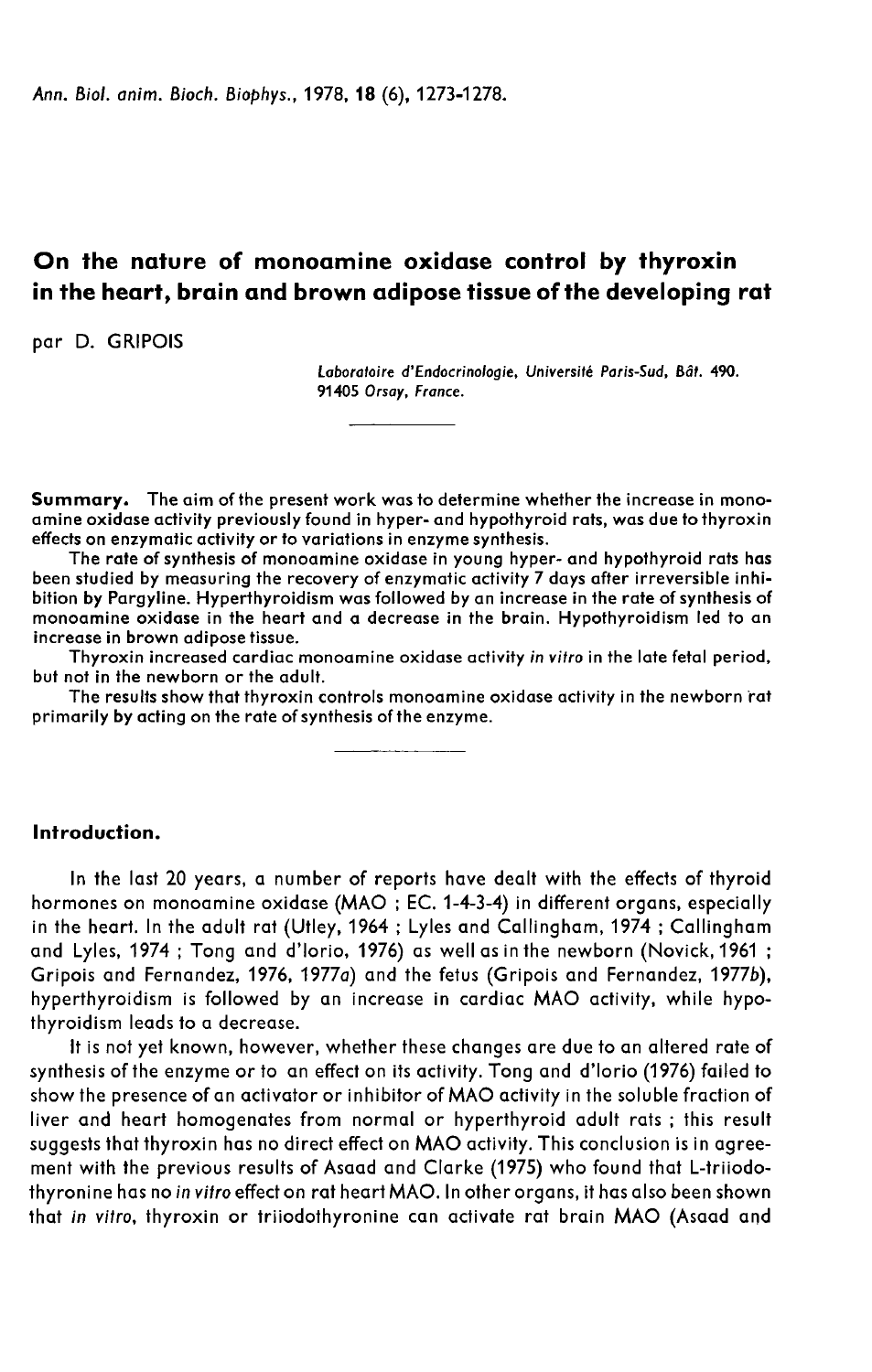# On the nature of monoamine oxidase control by thyroxin in the heart, brain and brown adipose tissue of the developing rat

par D. GRIPOIS

*Laboratoire d'Endocrinologie, Université Paris-Sud, Bât. 490. 91405 Orsay, France.*

**Summary.** The aim of the present work was to determine whether the increase in monoamine oxidase activity previously found in hyper- and hypothyroid rats, was due to thyroxin effects on enzymatic activity or to variations in enzyme synthesis.

The rate of synthesis of monoamine oxidase in young hyper- and hypothyroid rats has been studied by measuring the recovery of enzymatic activity 7 days after irreversible inhibition by Pargyline. Hyperthyroidism was followed by an increase in the rate of synthesis of monoamine oxidase in the heart and a decrease in the brain. Hypothyroidism led to an increase in brown adipose tissue.

Thyroxin increased cardiac monoamine oxidase activity *in vitro* in the late fetal period, but not in the newborn or the adult.

The results show that thyroxin controls monoamine oxidase activity in the newborn rat primarily by acting on the rate of synthesis of the enzyme.

## Introduction.

In the last 20 years, a number of reports have dealt with the effects of thyroid hormones on monoamine oxidase (MAO ; EC. 1-4-3-4) in different organs, especially in the heart. In the adult rat (Utley, 1964 ; Lyles and Callingham, 1974 ; Callingham and Lyles, 1974 ; Tong and d'Iorio, 1976) as well as in the newborn (Novick, 1961 ; Gripois and Fernandez, 1976, 1977*a*) and the fetus (Gripois and Fernandez, 1977*b*), hyperthyroidism is followed by an increase in cardiac MAO activity, while hypothyroidism leads to a decrease.

It is not yet known, however, whether these changes are due to an altered rate of synthesis of the enzyme or to an effect on its activity. Tong and d'Iorio (1976) failed to show the presence of an activator or inhibitor of MAO activity in the soluble fraction of liver and heart homogenates from normal or hyperthyroid adult rats ; this result suggests that thyroxin has no direct effect on MAO activity. This conclusion is in agreement with the previous results of Asaad and Clarke (1975) who found that L-triiodothyronine has no *in vitro* effect on rat heart MAO. In other organs, it has also been shown that *in vitro*, thyroxin or triiodothyronine can activate rat brain MAO (Asaad and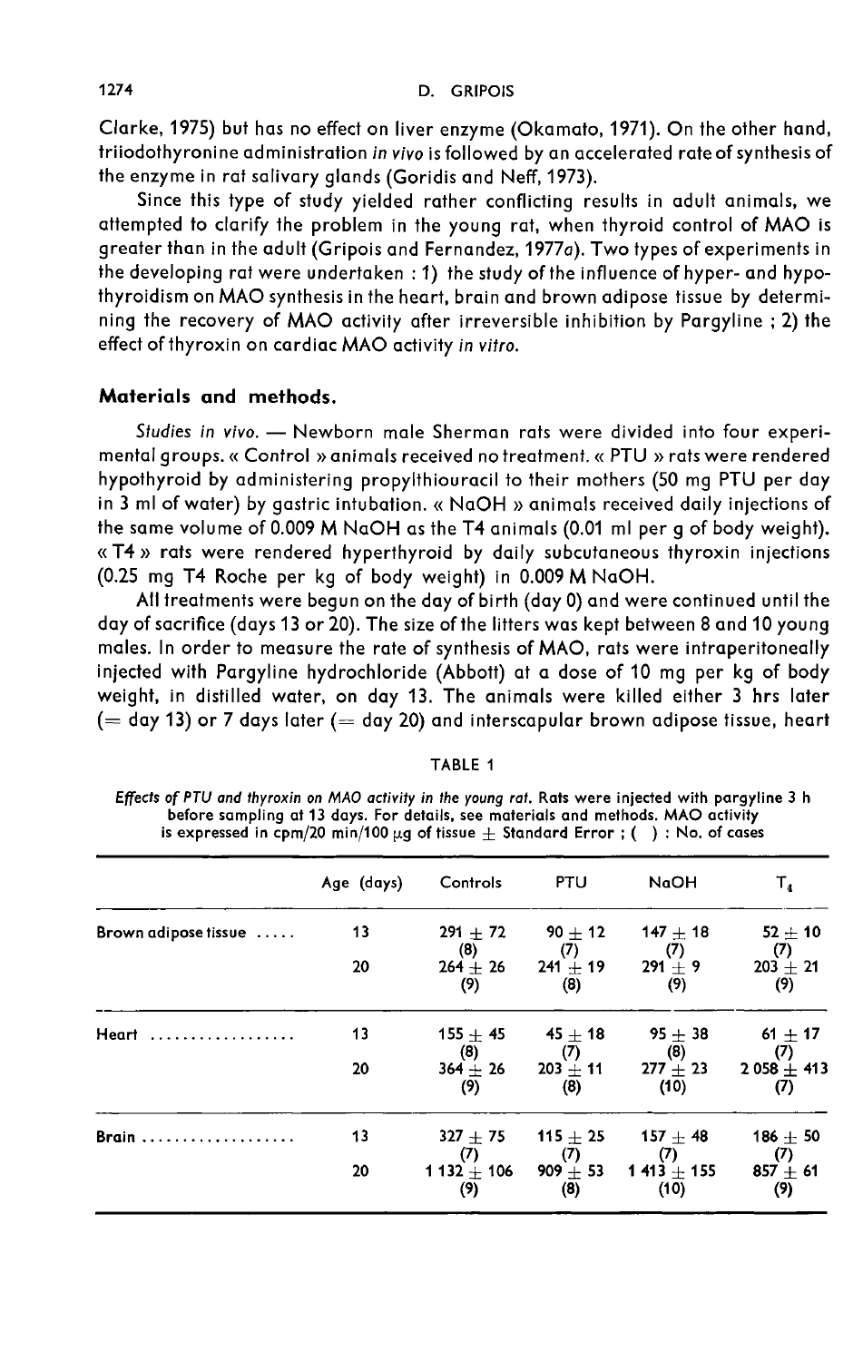Clarke, 1975) but has no effect on liver enzyme (Okamato, 1971). On the other hand, triiodothyronine administration *in vivo* is followed by an accelerated rate of synthesis of the enzyme in rat salivary glands (Goridis and Neff, 1973).

Since this type of study yielded rather conflicting results in adult animals, we attempted to clarify the problem in the young rat, when thyroid control of MAO is greater than in the adult (Gripois and Fernandez, 1977*a*). Two types of experiments in the developing rat were undertaken : 1) the study of the influence of hyper- and hypothyroidism on MAO synthesis in the heart, brain and brown adipose tissue by determining the recovery of MAO activity after irreversible inhibition by Pargyline ; 2) the effect of thyroxin on cardiac MAO activity *in vitro*.

## Materials and methods.

*Studies in vivo.* — Newborn male Sherman rats were divided into four experimental groups. « Control » animals received no treatment. « PTU » rats were rendered hypothyroid by administering propylthiouracil to their mothers (50 mg PTU per day in 3 ml of water) by gastric intubation. « NaOH » animals received daily injections of the same volume of 0.009 M NaOH as the T4 animals (0.01 ml per g of body weight). « T4 » rats were rendered hyperthyroid by daily subcutaneous thyroxin injections (0.25 mg T4 Roche per kg of body weight) in 0.009 M NaOH.

All treatments were begun on the day of birth (day 0) and were continued until the day of sacrifice (days 13 or 20). The size of the litters was kept between 8 and 10 young males. In order to measure the rate of synthesis of MAO, rats were intraperitoneally injected with Pargyline hydrochloride (Abbott) at a dose of 10 mg per kg of body weight, in distilled water, on day 13. The animals were killed either 3 hrs later (= day 13) or 7 days later (= day 20) and interscapular brown adipose tissue, heart

TABLE 1

*Effects of PTU and thyroxin on MAO activity in the young rat.* Rats were injected with pargyline 3 h before sampling at 13 days. For details, see materials and methods. MAO activity is expressed in cpm/20 min/100 μg of tissue ± Standard Error ; ( ) : No. of cases

| | Age (days) | Controls | PTU | NaOH | $T_4$ |
|---|---|---|---|---|---|
| Brown adipose tissue ..... | 13 | 291 ± 72 (8) | 90 ± 12 (7) | 147 ± 18 (7) | 52 ± 10 (7) |
| | 20 | 264 ± 26 (9) | 241 ± 19 (8) | 291 ± 9 (9) | 203 ± 21 (9) |
| Heart .................. | 13 | 155 ± 45 (8) | 45 ± 18 (7) | 95 ± 38 (8) | 61 ± 17 (7) |
| | 20 | 364 ± 26 (9) | 203 ± 11 (8) | 277 ± 23 (10) | 2 058 ± 413 (7) |
| Brain ................... | 13 | 327 ± 75 (7) | 115 ± 25 (7) | 157 ± 48 (7) | 186 ± 50 (7) |
| | 20 | 1 132 ± 106 (9) | 909 ± 53 (8) | 1 413 ± 155 (10) | 857 ± 61 (9) |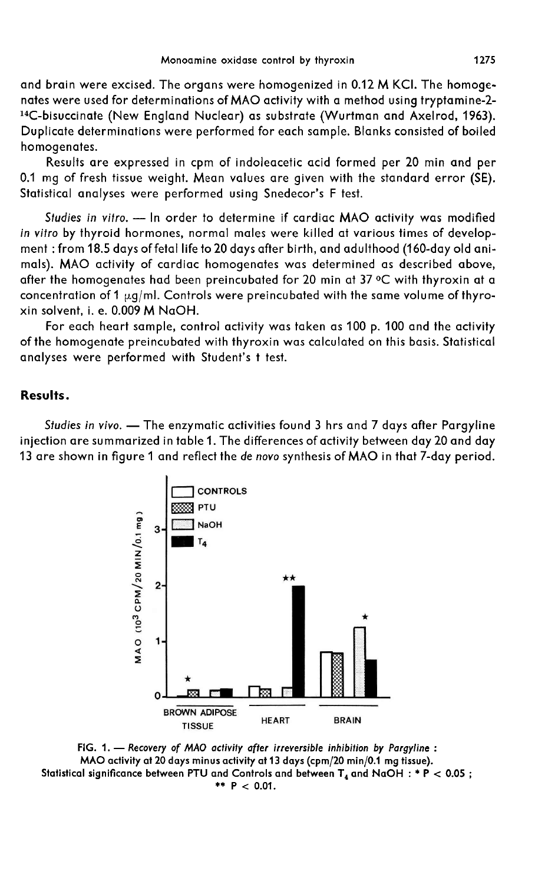and brain were excised. The organs were homogenized in 0.12 M KCl. The homogenates were used for determinations of MAO activity with a method using tryptamine-2-$^{14}$C-bisuccinate (New England Nuclear) as substrate (Wurtman and Axelrod, 1963). Duplicate determinations were performed for each sample. Blanks consisted of boiled homogenates.

Results are expressed in cpm of indoleacetic acid formed per 20 min and per 0.1 mg of fresh tissue weight. Mean values are given with the standard error (SE). Statistical analyses were performed using Snedecor's F test.

*Studies in vitro.* — In order to determine if cardiac MAO activity was modified *in vitro* by thyroid hormones, normal males were killed at various times of development : from 18.5 days of fetal life to 20 days after birth, and adulthood (160-day old animals). MAO activity of cardiac homogenates was determined as described above, after the homogenates had been preincubated for 20 min at 37 °C with thyroxin at a concentration of 1 $\mu$g/ml. Controls were preincubated with the same volume of thyroxin solvent, i. e. 0.009 M NaOH.

For each heart sample, control activity was taken as 100 p. 100 and the activity of the homogenate preincubated with thyroxin was calculated on this basis. Statistical analyses were performed with Student's t test.

## Results.

*Studies in vivo.* — The enzymatic activities found 3 hrs and 7 days after Pargyline injection are summarized in table 1. The differences of activity between day 20 and day 13 are shown in figure 1 and reflect the *de novo* synthesis of MAO in that 7-day period.

FIG. 1. — *Recovery of MAO activity after irreversible inhibition by Pargyline :* MAO activity at 20 days minus activity at 13 days (cpm/20 min/0.1 mg tissue). Statistical significance between PTU and Controls and between $T_4$ and NaOH : * $P < 0.05$ ; ** $P < 0.01$.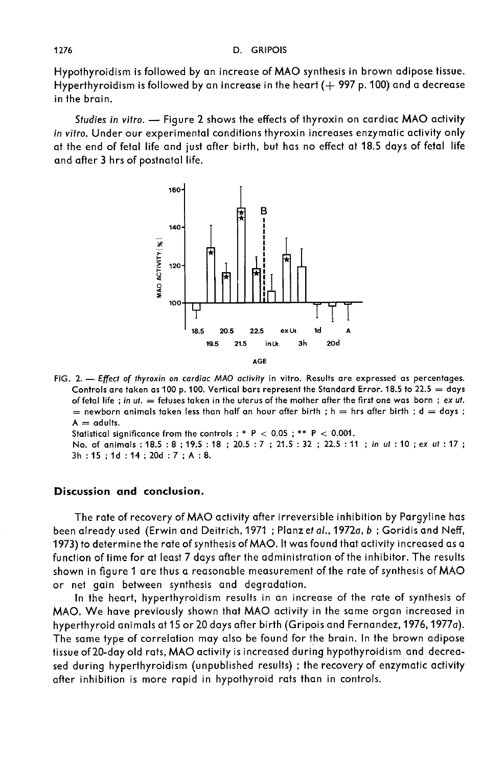Hypothyroidism is followed by an increase of MAO synthesis in brown adipose tissue. Hyperthyroidism is followed by an increase in the heart (+ 997 p. 100) and a decrease in the brain.

*Studies in vitro.* — Figure 2 shows the effects of thyroxin on cardiac MAO activity *in vitro*. Under our experimental conditions thyroxin increases enzymatic activity only at the end of fetal life and just after birth, but has no effect at 18.5 days of fetal life and after 3 hrs of postnatal life.

FIG. 2. — *Effect of thyroxin on cardiac MAO activity* in vitro. Results are expressed as percentages. Controls are taken as 100 p. 100. Vertical bars represent the Standard Error. 18.5 to 22.5 = days of fetal life ; *in ut.* = fetuses taken in the uterus of the mother after the first one was born ; *ex ut.* = newborn animals taken less than half an hour after birth ; h = hrs after birth ; d = days ; A = adults.
Statistical significance from the controls : * $P < 0.05$ ; ** $P < 0.001$.
No. of animals : 18.5 : 8 ; 19.5 : 18 ; 20.5 : 7 ; 21.5 : 32 ; 22.5 : 11 ; *in ut* : 10 ; *ex ut* : 17 ; 3h : 15 ; 1d : 14 ; 20d : 7 ; A : 8.

## Discussion and conclusion.

The rate of recovery of MAO activity after irreversible inhibition by Pargyline has been already used (Erwin and Deitrich, 1971 ; Planz *et al.*, 1972*a*, *b* ; Goridis and Neff, 1973) to determine the rate of synthesis of MAO. It was found that activity increased as a function of time for at least 7 days after the administration of the inhibitor. The results shown in figure 1 are thus a reasonable measurement of the rate of synthesis of MAO or net gain between synthesis and degradation.

In the heart, hyperthyroidism results in an increase of the rate of synthesis of MAO. We have previously shown that MAO activity in the same organ increased in hyperthyroid animals at 15 or 20 days after birth (Gripois and Fernandez, 1976, 1977*a*). The same type of correlation may also be found for the brain. In the brown adipose tissue of 20-day old rats, MAO activity is increased during hypothyroidism and decreased during hyperthyroidism (unpublished results) ; the recovery of enzymatic activity after inhibition is more rapid in hypothyroid rats than in controls.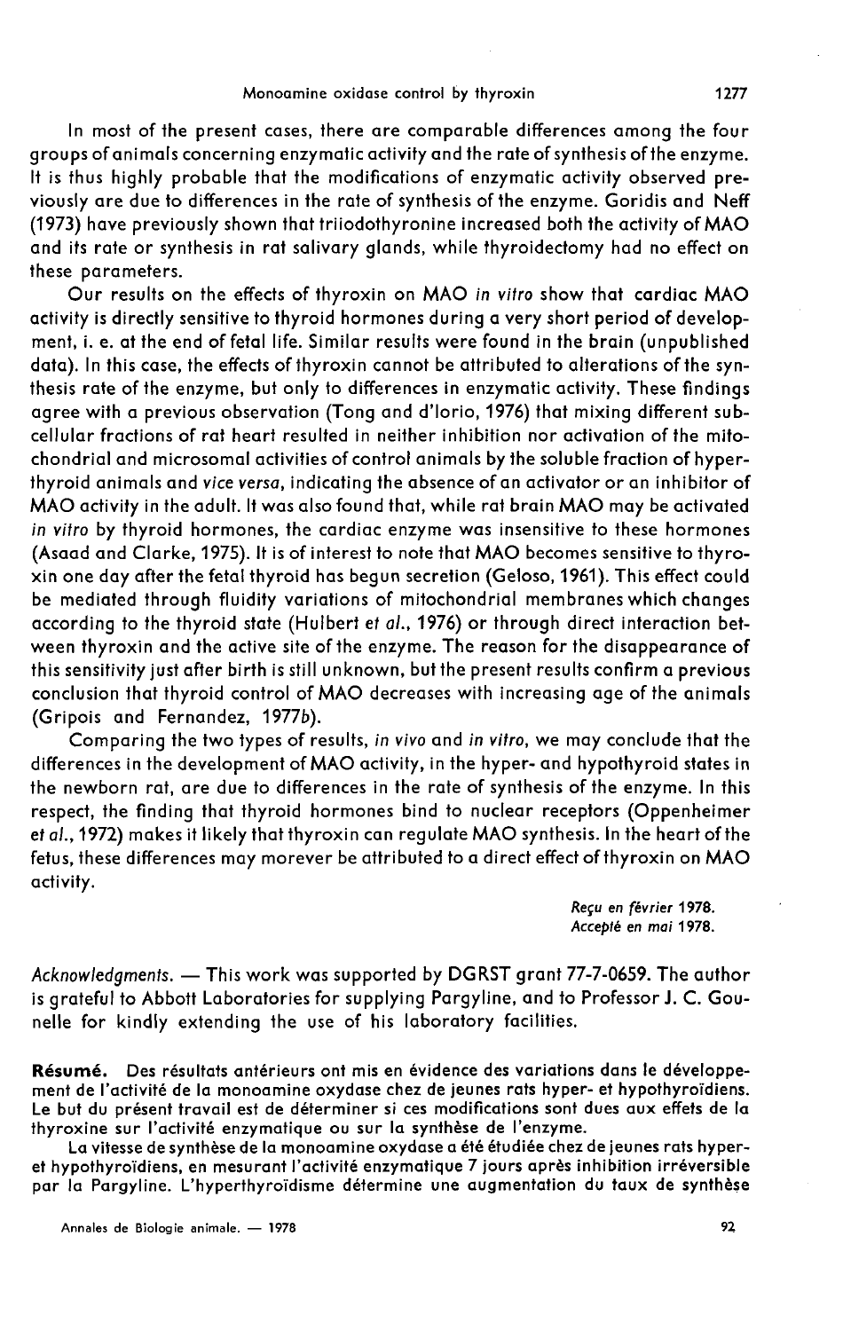In most of the present cases, there are comparable differences among the four groups of animals concerning enzymatic activity and the rate of synthesis of the enzyme. It is thus highly probable that the modifications of enzymatic activity observed previously are due to differences in the rate of synthesis of the enzyme. Goridis and Neff (1973) have previously shown that triiodothyronine increased both the activity of MAO and its rate or synthesis in rat salivary glands, while thyroidectomy had no effect on these parameters.

Our results on the effects of thyroxin on MAO *in vitro* show that cardiac MAO activity is directly sensitive to thyroid hormones during a very short period of development, i. e. at the end of fetal life. Similar results were found in the brain (unpublished data). In this case, the effects of thyroxin cannot be attributed to alterations of the synthesis rate of the enzyme, but only to differences in enzymatic activity. These findings agree with a previous observation (Tong and d'Iorio, 1976) that mixing different subcellular fractions of rat heart resulted in neither inhibition nor activation of the mitochondrial and microsomal activities of control animals by the soluble fraction of hyperthyroid animals and *vice versa*, indicating the absence of an activator or an inhibitor of MAO activity in the adult. It was also found that, while rat brain MAO may be activated *in vitro* by thyroid hormones, the cardiac enzyme was insensitive to these hormones (Asaad and Clarke, 1975). It is of interest to note that MAO becomes sensitive to thyroxin one day after the fetal thyroid has begun secretion (Geloso, 1961). This effect could be mediated through fluidity variations of mitochondrial membranes which changes according to the thyroid state (Hulbert *et al.*, 1976) or through direct interaction between thyroxin and the active site of the enzyme. The reason for the disappearance of this sensitivity just after birth is still unknown, but the present results confirm a previous conclusion that thyroid control of MAO decreases with increasing age of the animals (Gripois and Fernandez, 1977*b*).

Comparing the two types of results, *in vivo* and *in vitro*, we may conclude that the differences in the development of MAO activity, in the hyper- and hypothyroid states in the newborn rat, are due to differences in the rate of synthesis of the enzyme. In this respect, the finding that thyroid hormones bind to nuclear receptors (Oppenheimer *et al.*, 1972) makes it likely that thyroxin can regulate MAO synthesis. In the heart of the fetus, these differences may morever be attributed to a direct effect of thyroxin on MAO activity.

*Reçu en février 1978.*
*Accepté en mai 1978.*

*Acknowledgments.* — This work was supported by DGRST grant 77-7-0659. The author is grateful to Abbott Laboratories for supplying Pargyline, and to Professor J. C. Gounelle for kindly extending the use of his laboratory facilities.

**Résumé.** Des résultats antérieurs ont mis en évidence des variations dans le développement de l'activité de la monoamine oxydase chez de jeunes rats hyper- et hypothyroïdiens. Le but du présent travail est de déterminer si ces modifications sont dues aux effets de la thyroxine sur l'activité enzymatique ou sur la synthèse de l'enzyme.

La vitesse de synthèse de la monoamine oxydase a été étudiée chez de jeunes rats hyper- et hypothyroïdiens, en mesurant l'activité enzymatique 7 jours après inhibition irréversible par la Pargyline. L'hyperthyroïdisme détermine une augmentation du taux de synthèse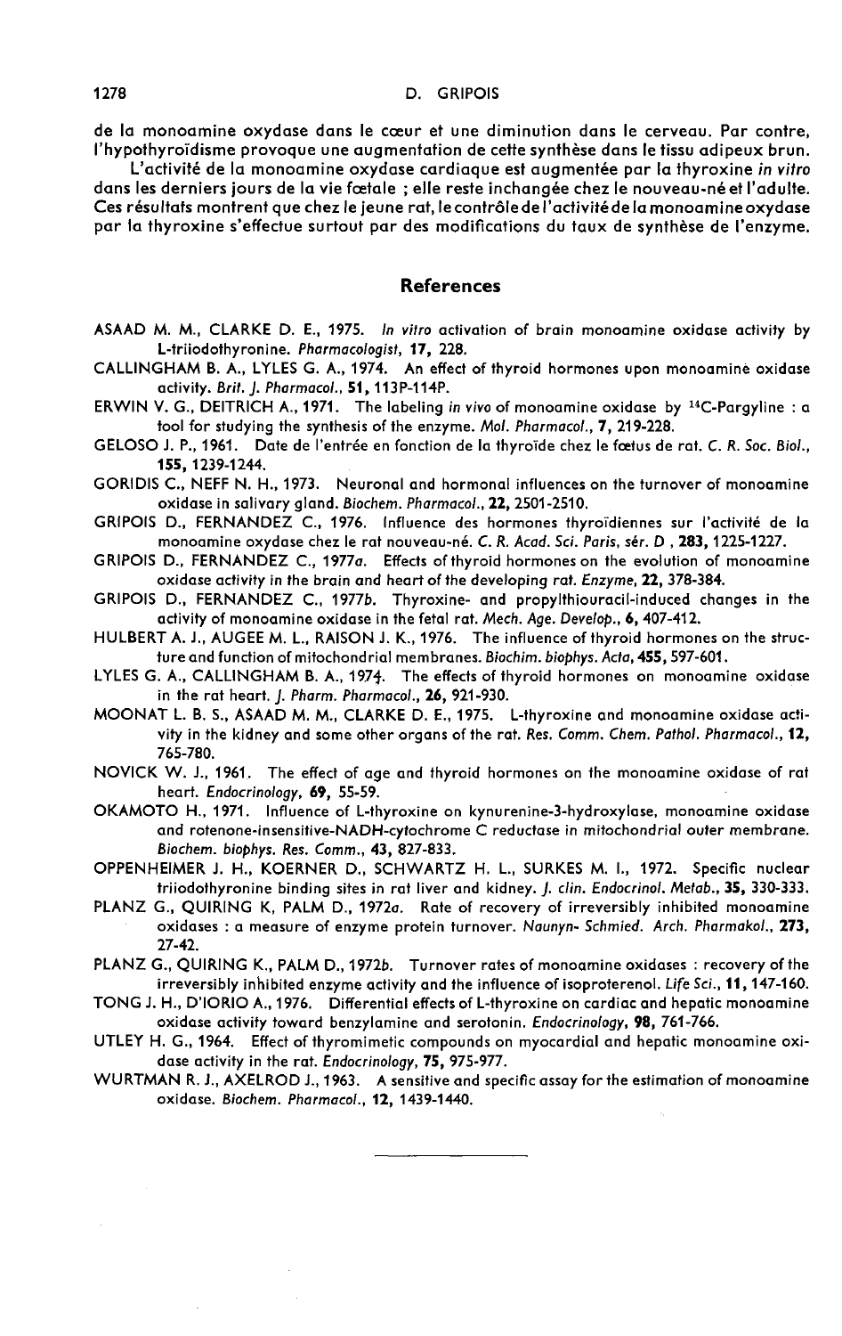de la monoamine oxydase dans le cœur et une diminution dans le cerveau. Par contre, l'hypothyroïdisme provoque une augmentation de cette synthèse dans le tissu adipeux brun.

L'activité de la monoamine oxydase cardiaque est augmentée par la thyroxine *in vitro* dans les derniers jours de la vie fœtale ; elle reste inchangée chez le nouveau-né et l'adulte. Ces résultats montrent que chez le jeune rat, le contrôle de l'activité de la monoamine oxydase par la thyroxine s'effectue surtout par des modifications du taux de synthèse de l'enzyme.

## References

ASAAD M. M., CLARKE D. E., 1975. *In vitro* activation of brain monoamine oxidase activity by L-triiodothyronine. *Pharmacologist*, **17**, 228.

CALLINGHAM B. A., LYLES G. A., 1974. An effect of thyroid hormones upon monoamine oxidase activity. *Brit. J. Pharmacol.*, **51**, 113P-114P.

ERWIN V. G., DEITRICH A., 1971. The labeling *in vivo* of monoamine oxidase by $^{14}$C-Pargyline : a tool for studying the synthesis of the enzyme. *Mol. Pharmacol.*, **7**, 219-228.

GELOSO J. P., 1961. Date de l'entrée en fonction de la thyroïde chez le fœtus de rat. *C. R. Soc. Biol.*, **155**, 1239-1244.

GORIDIS C., NEFF N. H., 1973. Neuronal and hormonal influences on the turnover of monoamine oxidase in salivary gland. *Biochem. Pharmacol.*, **22**, 2501-2510.

GRIPOIS D., FERNANDEZ C., 1976. Influence des hormones thyroïdiennes sur l'activité de la monoamine oxydase chez le rat nouveau-né. *C. R. Acad. Sci. Paris, sér. D*, **283**, 1225-1227.

GRIPOIS D., FERNANDEZ C., 1977*a*. Effects of thyroid hormones on the evolution of monoamine oxidase activity in the brain and heart of the developing rat. *Enzyme*, **22**, 378-384.

GRIPOIS D., FERNANDEZ C., 1977*b*. Thyroxine- and propylthiouracil-induced changes in the activity of monoamine oxidase in the fetal rat. *Mech. Age. Develop.*, **6**, 407-412.

HULBERT A. J., AUGEE M. L., RAISON J. K., 1976. The influence of thyroid hormones on the structure and function of mitochondrial membranes. *Biochim. biophys. Acta*, **455**, 597-601.

LYLES G. A., CALLINGHAM B. A., 1974. The effects of thyroid hormones on monoamine oxidase in the rat heart. *J. Pharm. Pharmacol.*, **26**, 921-930.

MOONAT L. B. S., ASAAD M. M., CLARKE D. E., 1975. L-thyroxine and monoamine oxidase activity in the kidney and some other organs of the rat. *Res. Comm. Chem. Pathol. Pharmacol.*, **12**, 765-780.

NOVICK W. J., 1961. The effect of age and thyroid hormones on the monoamine oxidase of rat heart. *Endocrinology*, **69**, 55-59.

OKAMOTO H., 1971. Influence of L-thyroxine on kynurenine-3-hydroxylase, monoamine oxidase and rotenone-insensitive-NADH-cytochrome C reductase in mitochondrial outer membrane. *Biochem. biophys. Res. Comm.*, **43**, 827-833.

OPPENHEIMER J. H., KOERNER D., SCHWARTZ H. L., SURKES M. I., 1972. Specific nuclear triiodothyronine binding sites in rat liver and kidney. *J. clin. Endocrinol. Metab.*, **35**, 330-333.

PLANZ G., QUIRING K, PALM D., 1972*a*. Rate of recovery of irreversibly inhibited monoamine oxidases : a measure of enzyme protein turnover. *Naunyn- Schmied. Arch. Pharmakol.*, **273**, 27-42.

PLANZ G., QUIRING K., PALM D., 1972*b*. Turnover rates of monoamine oxidases : recovery of the irreversibly inhibited enzyme activity and the influence of isoproterenol. *Life Sci.*, **11**, 147-160.

TONG J. H., D'IORIO A., 1976. Differential effects of L-thyroxine on cardiac and hepatic monoamine oxidase activity toward benzylamine and serotonin. *Endocrinology*, **98**, 761-766.

UTLEY H. G., 1964. Effect of thyromimetic compounds on myocardial and hepatic monoamine oxidase activity in the rat. *Endocrinology*, **75**, 975-977.

WURTMAN R. J., AXELROD J., 1963. A sensitive and specific assay for the estimation of monoamine oxidase. *Biochem. Pharmacol.*, **12**, 1439-1440.